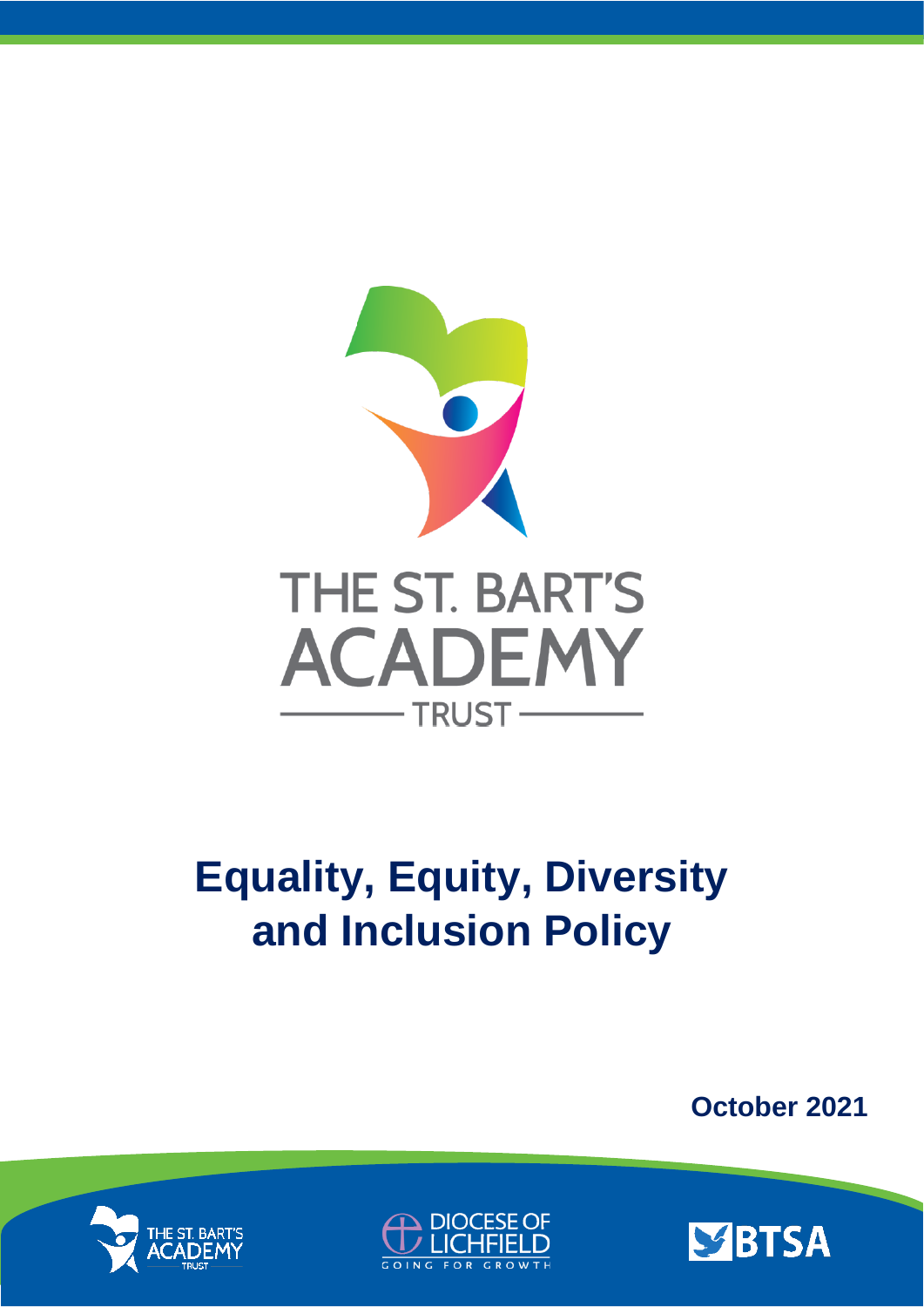THE ST. BART'S ACADEMY TRUST

# Equality, Equity, Diversity and Inclusion Policy

**October 2021**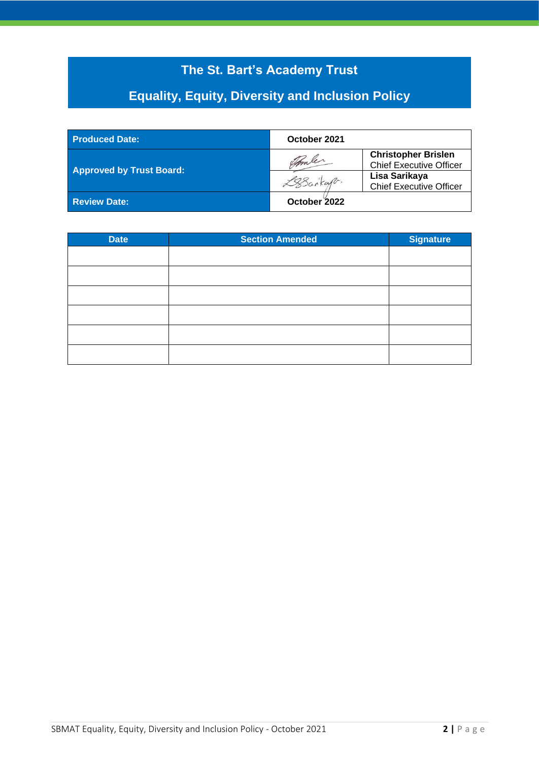# The St. Bart's Academy Trust

## Equality, Equity, Diversity and Inclusion Policy

| **Produced Date:** | **October 2021** | |
|---|---|---|
| **Approved by Trust Board:** | | **Christopher Brislen** Chief Executive Officer |
| | | **Lisa Sarikaya** Chief Executive Officer |
| **Review Date:** | **October 2022** | |

| Date | Section Amended | Signature |
|---|---|---|
| | | |
| | | |
| | | |
| | | |
| | | |
| | | |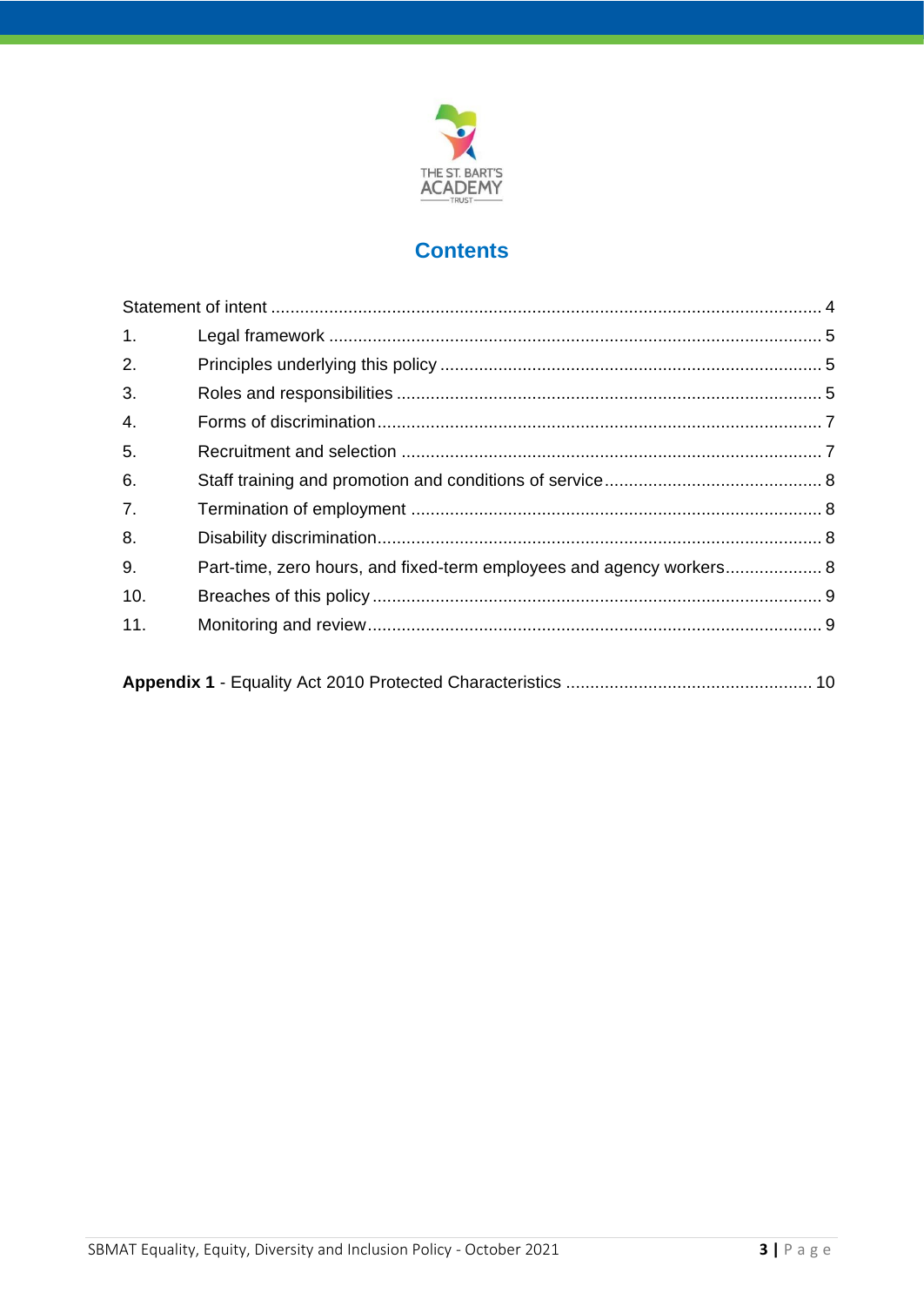## Contents

Statement of intent ........................................................................................................ 4

1. Legal framework ......................................................................................................... 5
2. Principles underlying this policy .................................................................................. 5
3. Roles and responsibilities ........................................................................................... 5
4. Forms of discrimination ............................................................................................... 7
5. Recruitment and selection ........................................................................................... 7
6. Staff training and promotion and conditions of service ................................................. 8
7. Termination of employment ......................................................................................... 8
8. Disability discrimination ............................................................................................... 8
9. Part-time, zero hours, and fixed-term employees and agency workers ........................ 8
10. Breaches of this policy ................................................................................................. 9
11. Monitoring and review .................................................................................................. 9

**Appendix 1** - Equality Act 2010 Protected Characteristics ................................................... 10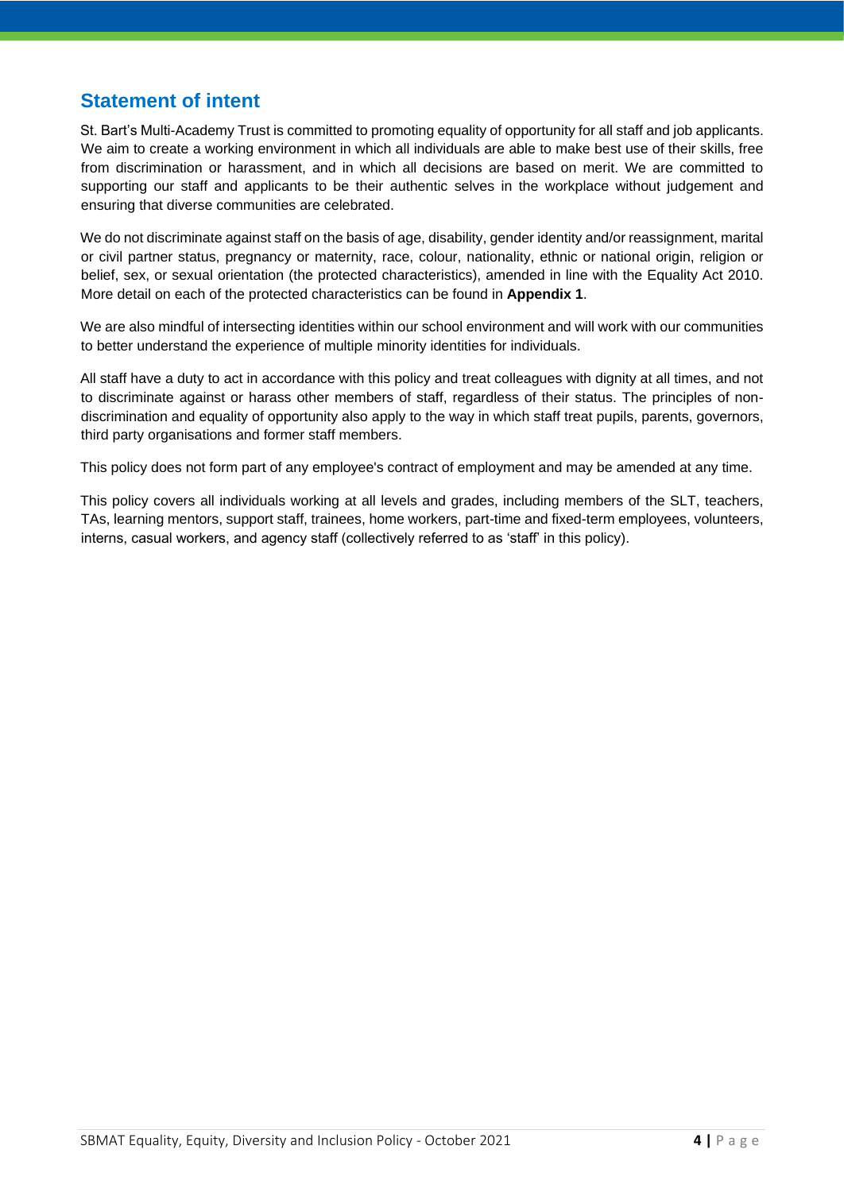## Statement of intent

St. Bart's Multi-Academy Trust is committed to promoting equality of opportunity for all staff and job applicants. We aim to create a working environment in which all individuals are able to make best use of their skills, free from discrimination or harassment, and in which all decisions are based on merit. We are committed to supporting our staff and applicants to be their authentic selves in the workplace without judgement and ensuring that diverse communities are celebrated.

We do not discriminate against staff on the basis of age, disability, gender identity and/or reassignment, marital or civil partner status, pregnancy or maternity, race, colour, nationality, ethnic or national origin, religion or belief, sex, or sexual orientation (the protected characteristics), amended in line with the Equality Act 2010. More detail on each of the protected characteristics can be found in **Appendix 1**.

We are also mindful of intersecting identities within our school environment and will work with our communities to better understand the experience of multiple minority identities for individuals.

All staff have a duty to act in accordance with this policy and treat colleagues with dignity at all times, and not to discriminate against or harass other members of staff, regardless of their status. The principles of non-discrimination and equality of opportunity also apply to the way in which staff treat pupils, parents, governors, third party organisations and former staff members.

This policy does not form part of any employee's contract of employment and may be amended at any time.

This policy covers all individuals working at all levels and grades, including members of the SLT, teachers, TAs, learning mentors, support staff, trainees, home workers, part-time and fixed-term employees, volunteers, interns, casual workers, and agency staff (collectively referred to as 'staff' in this policy).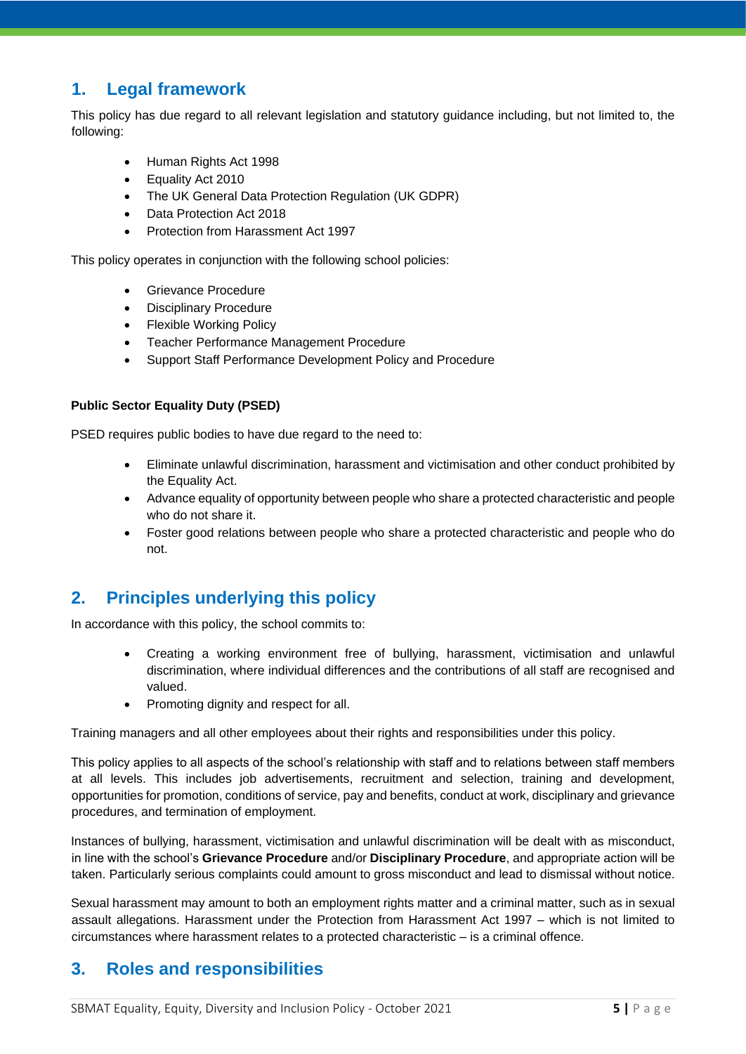## 1. Legal framework

This policy has due regard to all relevant legislation and statutory guidance including, but not limited to, the following:

- Human Rights Act 1998
- Equality Act 2010
- The UK General Data Protection Regulation (UK GDPR)
- Data Protection Act 2018
- Protection from Harassment Act 1997

This policy operates in conjunction with the following school policies:

- Grievance Procedure
- Disciplinary Procedure
- Flexible Working Policy
- Teacher Performance Management Procedure
- Support Staff Performance Development Policy and Procedure

**Public Sector Equality Duty (PSED)**

PSED requires public bodies to have due regard to the need to:

- Eliminate unlawful discrimination, harassment and victimisation and other conduct prohibited by the Equality Act.
- Advance equality of opportunity between people who share a protected characteristic and people who do not share it.
- Foster good relations between people who share a protected characteristic and people who do not.

## 2. Principles underlying this policy

In accordance with this policy, the school commits to:

- Creating a working environment free of bullying, harassment, victimisation and unlawful discrimination, where individual differences and the contributions of all staff are recognised and valued.
- Promoting dignity and respect for all.

Training managers and all other employees about their rights and responsibilities under this policy.

This policy applies to all aspects of the school's relationship with staff and to relations between staff members at all levels. This includes job advertisements, recruitment and selection, training and development, opportunities for promotion, conditions of service, pay and benefits, conduct at work, disciplinary and grievance procedures, and termination of employment.

Instances of bullying, harassment, victimisation and unlawful discrimination will be dealt with as misconduct, in line with the school's **Grievance Procedure** and/or **Disciplinary Procedure**, and appropriate action will be taken. Particularly serious complaints could amount to gross misconduct and lead to dismissal without notice.

Sexual harassment may amount to both an employment rights matter and a criminal matter, such as in sexual assault allegations. Harassment under the Protection from Harassment Act 1997 – which is not limited to circumstances where harassment relates to a protected characteristic – is a criminal offence.

## 3. Roles and responsibilities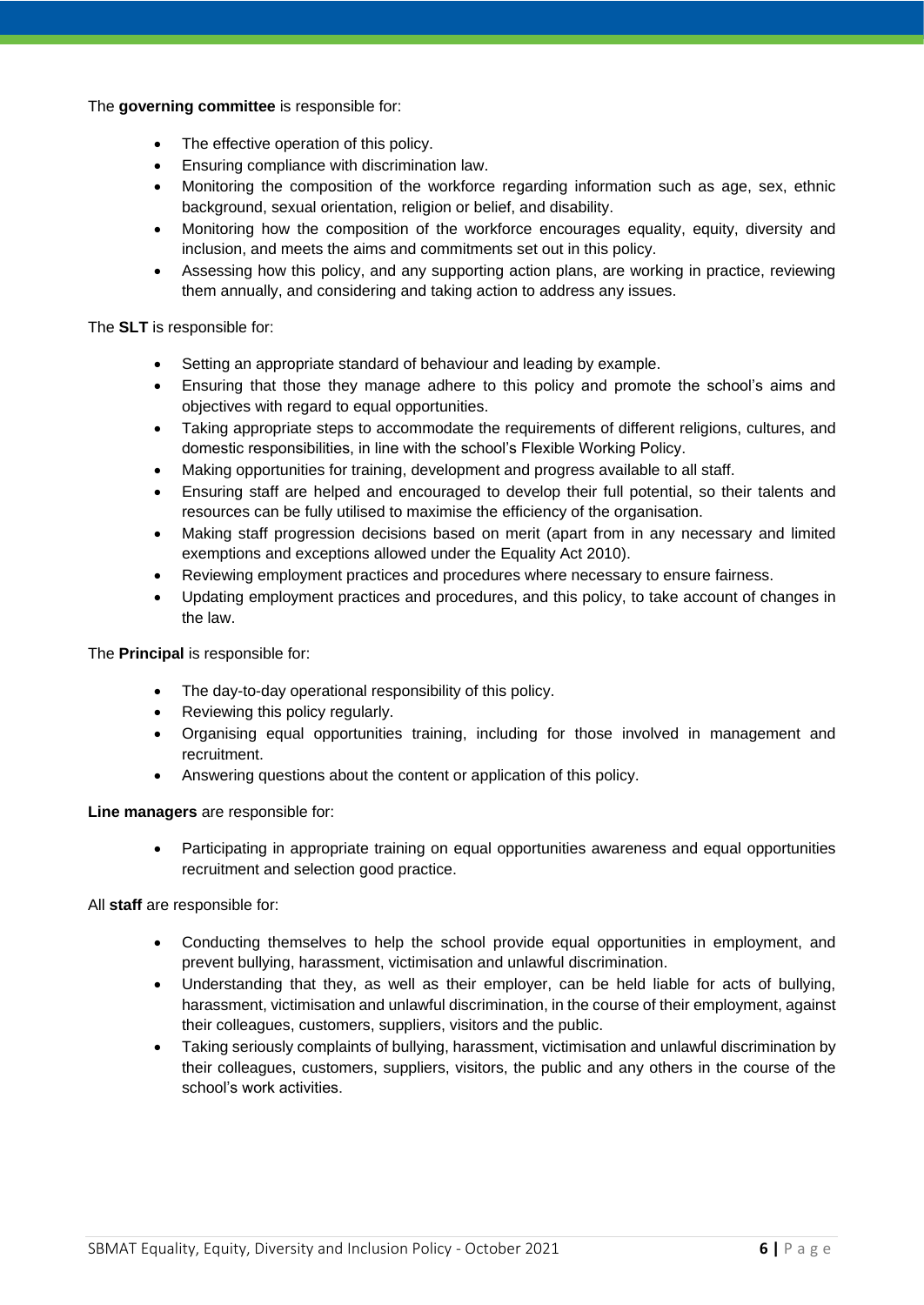The **governing committee** is responsible for:

- The effective operation of this policy.
- Ensuring compliance with discrimination law.
- Monitoring the composition of the workforce regarding information such as age, sex, ethnic background, sexual orientation, religion or belief, and disability.
- Monitoring how the composition of the workforce encourages equality, equity, diversity and inclusion, and meets the aims and commitments set out in this policy.
- Assessing how this policy, and any supporting action plans, are working in practice, reviewing them annually, and considering and taking action to address any issues.

The **SLT** is responsible for:

- Setting an appropriate standard of behaviour and leading by example.
- Ensuring that those they manage adhere to this policy and promote the school's aims and objectives with regard to equal opportunities.
- Taking appropriate steps to accommodate the requirements of different religions, cultures, and domestic responsibilities, in line with the school's Flexible Working Policy.
- Making opportunities for training, development and progress available to all staff.
- Ensuring staff are helped and encouraged to develop their full potential, so their talents and resources can be fully utilised to maximise the efficiency of the organisation.
- Making staff progression decisions based on merit (apart from in any necessary and limited exemptions and exceptions allowed under the Equality Act 2010).
- Reviewing employment practices and procedures where necessary to ensure fairness.
- Updating employment practices and procedures, and this policy, to take account of changes in the law.

The **Principal** is responsible for:

- The day-to-day operational responsibility of this policy.
- Reviewing this policy regularly.
- Organising equal opportunities training, including for those involved in management and recruitment.
- Answering questions about the content or application of this policy.

**Line managers** are responsible for:

- Participating in appropriate training on equal opportunities awareness and equal opportunities recruitment and selection good practice.

All **staff** are responsible for:

- Conducting themselves to help the school provide equal opportunities in employment, and prevent bullying, harassment, victimisation and unlawful discrimination.
- Understanding that they, as well as their employer, can be held liable for acts of bullying, harassment, victimisation and unlawful discrimination, in the course of their employment, against their colleagues, customers, suppliers, visitors and the public.
- Taking seriously complaints of bullying, harassment, victimisation and unlawful discrimination by their colleagues, customers, suppliers, visitors, the public and any others in the course of the school's work activities.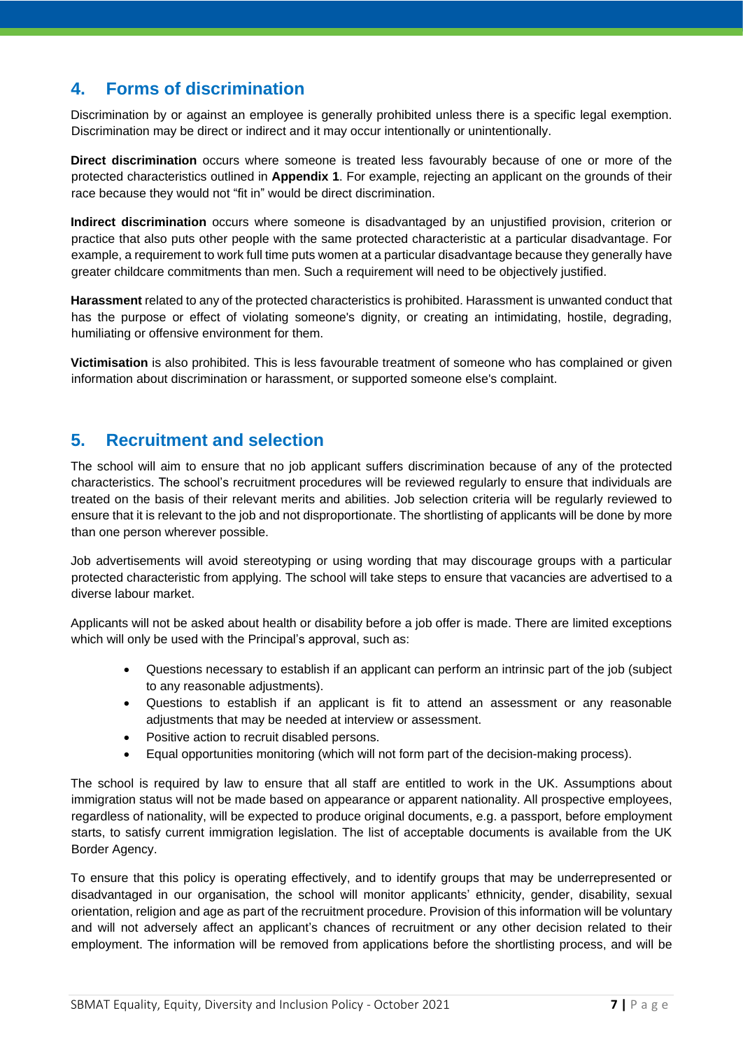## 4. Forms of discrimination

Discrimination by or against an employee is generally prohibited unless there is a specific legal exemption. Discrimination may be direct or indirect and it may occur intentionally or unintentionally.

**Direct discrimination** occurs where someone is treated less favourably because of one or more of the protected characteristics outlined in **Appendix 1**. For example, rejecting an applicant on the grounds of their race because they would not "fit in" would be direct discrimination.

**Indirect discrimination** occurs where someone is disadvantaged by an unjustified provision, criterion or practice that also puts other people with the same protected characteristic at a particular disadvantage. For example, a requirement to work full time puts women at a particular disadvantage because they generally have greater childcare commitments than men. Such a requirement will need to be objectively justified.

**Harassment** related to any of the protected characteristics is prohibited. Harassment is unwanted conduct that has the purpose or effect of violating someone's dignity, or creating an intimidating, hostile, degrading, humiliating or offensive environment for them.

**Victimisation** is also prohibited. This is less favourable treatment of someone who has complained or given information about discrimination or harassment, or supported someone else's complaint.

## 5. Recruitment and selection

The school will aim to ensure that no job applicant suffers discrimination because of any of the protected characteristics. The school's recruitment procedures will be reviewed regularly to ensure that individuals are treated on the basis of their relevant merits and abilities. Job selection criteria will be regularly reviewed to ensure that it is relevant to the job and not disproportionate. The shortlisting of applicants will be done by more than one person wherever possible.

Job advertisements will avoid stereotyping or using wording that may discourage groups with a particular protected characteristic from applying. The school will take steps to ensure that vacancies are advertised to a diverse labour market.

Applicants will not be asked about health or disability before a job offer is made. There are limited exceptions which will only be used with the Principal's approval, such as:

- Questions necessary to establish if an applicant can perform an intrinsic part of the job (subject to any reasonable adjustments).
- Questions to establish if an applicant is fit to attend an assessment or any reasonable adjustments that may be needed at interview or assessment.
- Positive action to recruit disabled persons.
- Equal opportunities monitoring (which will not form part of the decision-making process).

The school is required by law to ensure that all staff are entitled to work in the UK. Assumptions about immigration status will not be made based on appearance or apparent nationality. All prospective employees, regardless of nationality, will be expected to produce original documents, e.g. a passport, before employment starts, to satisfy current immigration legislation. The list of acceptable documents is available from the UK Border Agency.

To ensure that this policy is operating effectively, and to identify groups that may be underrepresented or disadvantaged in our organisation, the school will monitor applicants' ethnicity, gender, disability, sexual orientation, religion and age as part of the recruitment procedure. Provision of this information will be voluntary and will not adversely affect an applicant's chances of recruitment or any other decision related to their employment. The information will be removed from applications before the shortlisting process, and will be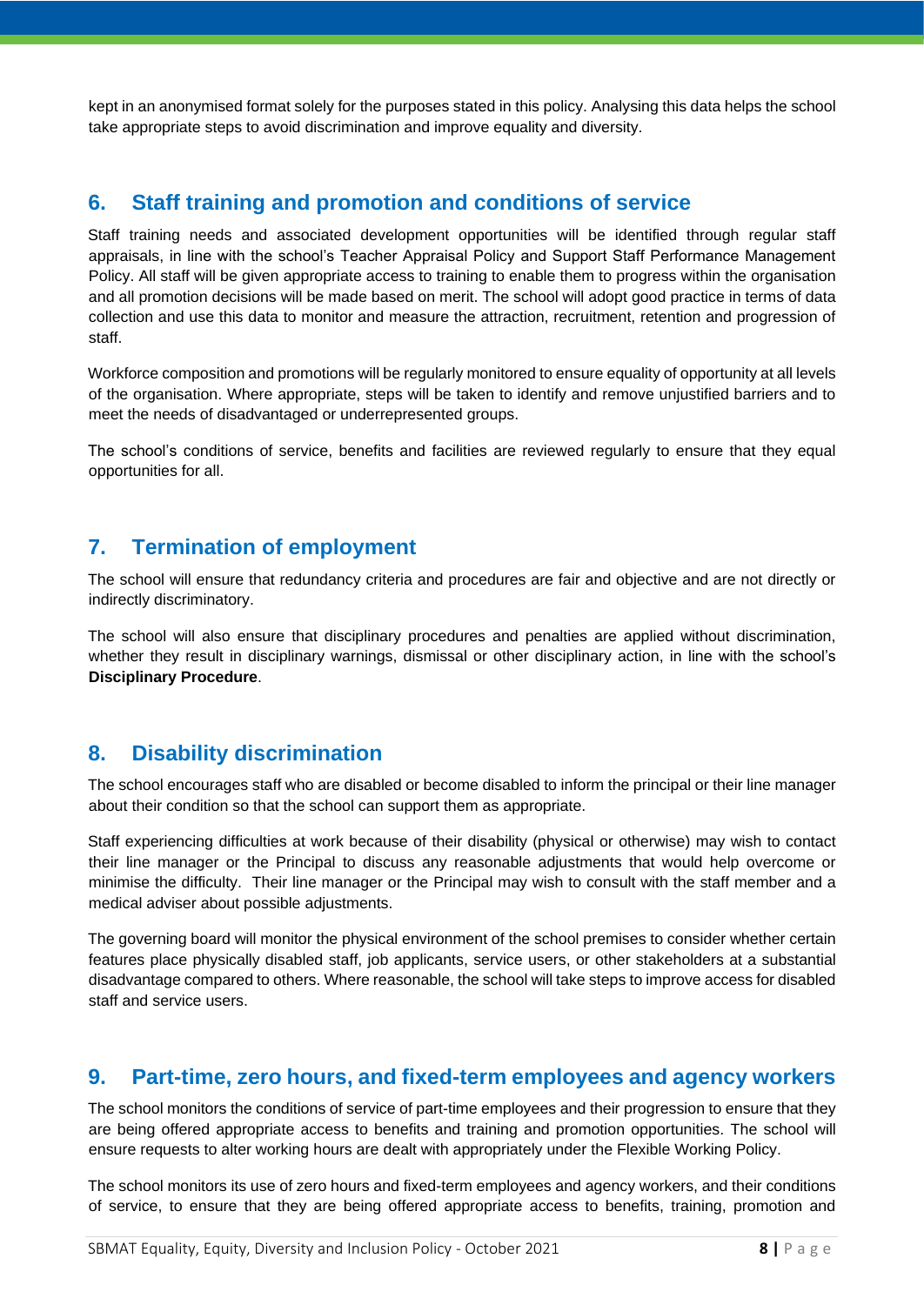kept in an anonymised format solely for the purposes stated in this policy. Analysing this data helps the school take appropriate steps to avoid discrimination and improve equality and diversity.

## 6. Staff training and promotion and conditions of service

Staff training needs and associated development opportunities will be identified through regular staff appraisals, in line with the school's Teacher Appraisal Policy and Support Staff Performance Management Policy. All staff will be given appropriate access to training to enable them to progress within the organisation and all promotion decisions will be made based on merit. The school will adopt good practice in terms of data collection and use this data to monitor and measure the attraction, recruitment, retention and progression of staff.

Workforce composition and promotions will be regularly monitored to ensure equality of opportunity at all levels of the organisation. Where appropriate, steps will be taken to identify and remove unjustified barriers and to meet the needs of disadvantaged or underrepresented groups.

The school's conditions of service, benefits and facilities are reviewed regularly to ensure that they equal opportunities for all.

## 7. Termination of employment

The school will ensure that redundancy criteria and procedures are fair and objective and are not directly or indirectly discriminatory.

The school will also ensure that disciplinary procedures and penalties are applied without discrimination, whether they result in disciplinary warnings, dismissal or other disciplinary action, in line with the school's **Disciplinary Procedure**.

## 8. Disability discrimination

The school encourages staff who are disabled or become disabled to inform the principal or their line manager about their condition so that the school can support them as appropriate.

Staff experiencing difficulties at work because of their disability (physical or otherwise) may wish to contact their line manager or the Principal to discuss any reasonable adjustments that would help overcome or minimise the difficulty. Their line manager or the Principal may wish to consult with the staff member and a medical adviser about possible adjustments.

The governing board will monitor the physical environment of the school premises to consider whether certain features place physically disabled staff, job applicants, service users, or other stakeholders at a substantial disadvantage compared to others. Where reasonable, the school will take steps to improve access for disabled staff and service users.

## 9. Part-time, zero hours, and fixed-term employees and agency workers

The school monitors the conditions of service of part-time employees and their progression to ensure that they are being offered appropriate access to benefits and training and promotion opportunities. The school will ensure requests to alter working hours are dealt with appropriately under the Flexible Working Policy.

The school monitors its use of zero hours and fixed-term employees and agency workers, and their conditions of service, to ensure that they are being offered appropriate access to benefits, training, promotion and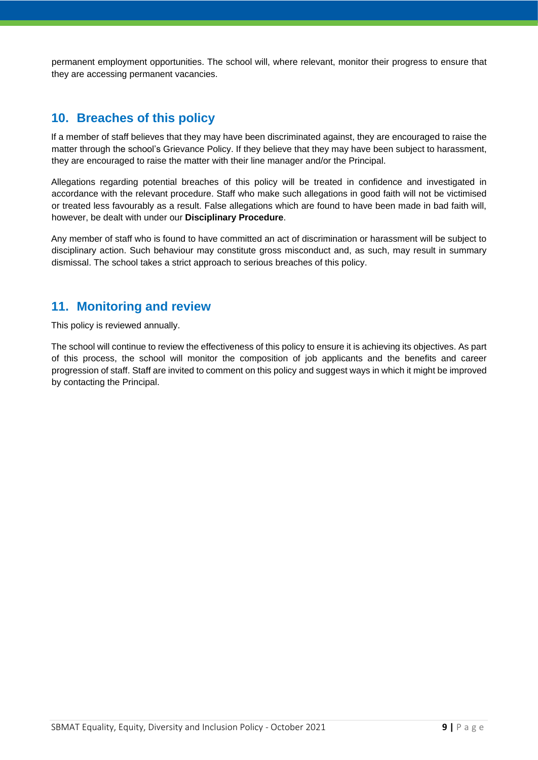permanent employment opportunities. The school will, where relevant, monitor their progress to ensure that they are accessing permanent vacancies.

## 10. Breaches of this policy

If a member of staff believes that they may have been discriminated against, they are encouraged to raise the matter through the school's Grievance Policy. If they believe that they may have been subject to harassment, they are encouraged to raise the matter with their line manager and/or the Principal.

Allegations regarding potential breaches of this policy will be treated in confidence and investigated in accordance with the relevant procedure. Staff who make such allegations in good faith will not be victimised or treated less favourably as a result. False allegations which are found to have been made in bad faith will, however, be dealt with under our **Disciplinary Procedure**.

Any member of staff who is found to have committed an act of discrimination or harassment will be subject to disciplinary action. Such behaviour may constitute gross misconduct and, as such, may result in summary dismissal. The school takes a strict approach to serious breaches of this policy.

## 11. Monitoring and review

This policy is reviewed annually.

The school will continue to review the effectiveness of this policy to ensure it is achieving its objectives. As part of this process, the school will monitor the composition of job applicants and the benefits and career progression of staff. Staff are invited to comment on this policy and suggest ways in which it might be improved by contacting the Principal.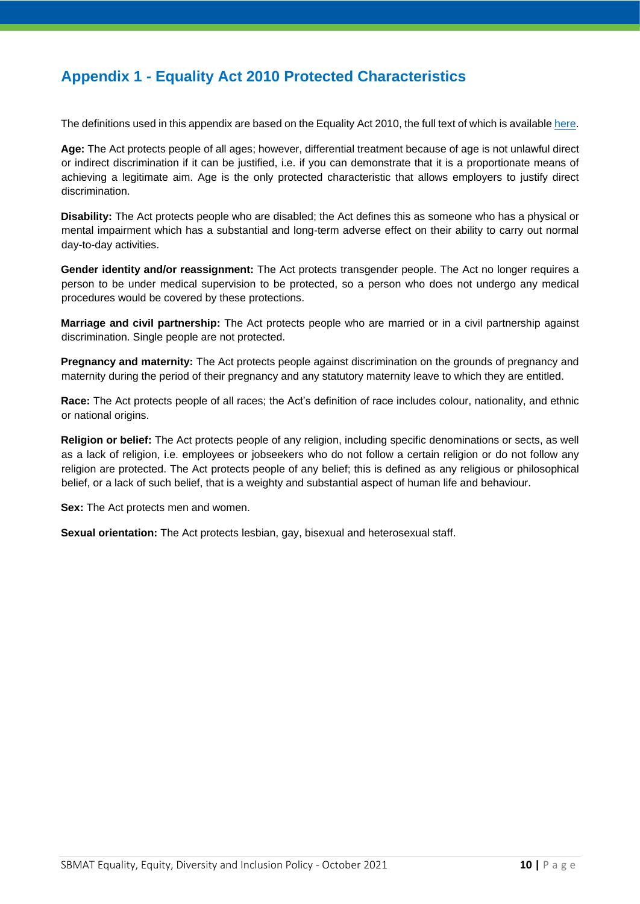## Appendix 1 - Equality Act 2010 Protected Characteristics

The definitions used in this appendix are based on the Equality Act 2010, the full text of which is available here.

**Age:** The Act protects people of all ages; however, differential treatment because of age is not unlawful direct or indirect discrimination if it can be justified, i.e. if you can demonstrate that it is a proportionate means of achieving a legitimate aim. Age is the only protected characteristic that allows employers to justify direct discrimination.

**Disability:** The Act protects people who are disabled; the Act defines this as someone who has a physical or mental impairment which has a substantial and long-term adverse effect on their ability to carry out normal day-to-day activities.

**Gender identity and/or reassignment:** The Act protects transgender people. The Act no longer requires a person to be under medical supervision to be protected, so a person who does not undergo any medical procedures would be covered by these protections.

**Marriage and civil partnership:** The Act protects people who are married or in a civil partnership against discrimination. Single people are not protected.

**Pregnancy and maternity:** The Act protects people against discrimination on the grounds of pregnancy and maternity during the period of their pregnancy and any statutory maternity leave to which they are entitled.

**Race:** The Act protects people of all races; the Act's definition of race includes colour, nationality, and ethnic or national origins.

**Religion or belief:** The Act protects people of any religion, including specific denominations or sects, as well as a lack of religion, i.e. employees or jobseekers who do not follow a certain religion or do not follow any religion are protected. The Act protects people of any belief; this is defined as any religious or philosophical belief, or a lack of such belief, that is a weighty and substantial aspect of human life and behaviour.

**Sex:** The Act protects men and women.

**Sexual orientation:** The Act protects lesbian, gay, bisexual and heterosexual staff.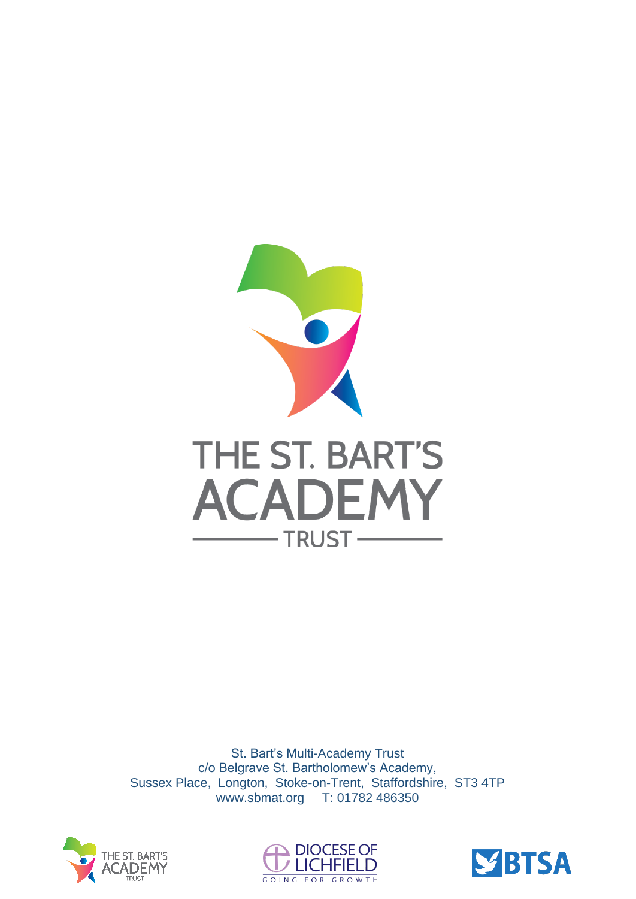THE ST. BART'S ACADEMY TRUST

St. Bart's Multi-Academy Trust
c/o Belgrave St. Bartholomew's Academy,
Sussex Place, Longton, Stoke-on-Trent, Staffordshire, ST3 4TP
www.sbmat.org T: 01782 486350